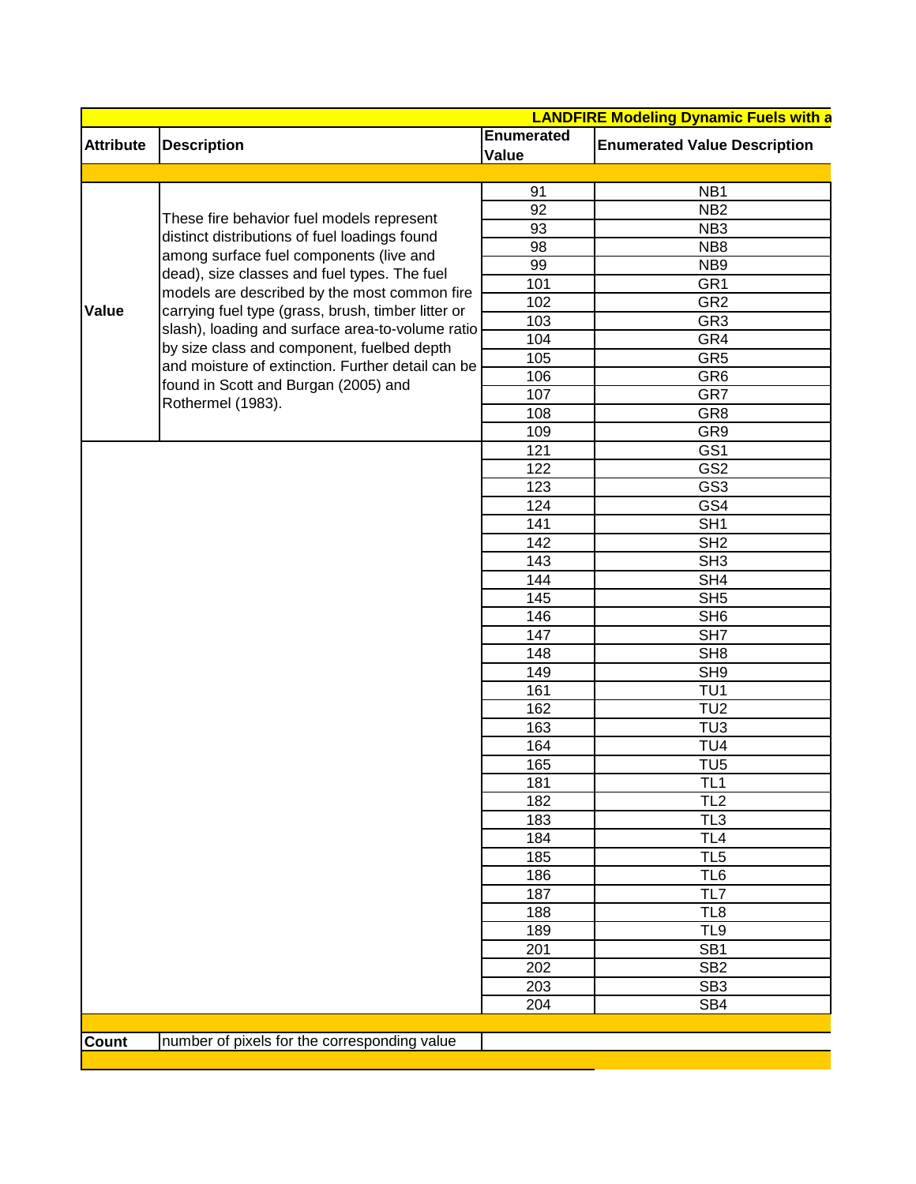| LANDFIRE Modeling Dynamic Fuels with a | | | |
|---|---|---|---|
| **Attribute** | **Description** | **Enumerated Value** | **Enumerated Value Description** |
| | | | |
| **Value** | These fire behavior fuel models represent distinct distributions of fuel loadings found among surface fuel components (live and dead), size classes and fuel types. The fuel models are described by the most common fire carrying fuel type (grass, brush, timber litter or slash), loading and surface area-to-volume ratio by size class and component, fuelbed depth and moisture of extinction. Further detail can be found in Scott and Burgan (2005) and Rothermel (1983). | 91 | NB1 |
| | | 92 | NB2 |
| | | 93 | NB3 |
| | | 98 | NB8 |
| | | 99 | NB9 |
| | | 101 | GR1 |
| | | 102 | GR2 |
| | | 103 | GR3 |
| | | 104 | GR4 |
| | | 105 | GR5 |
| | | 106 | GR6 |
| | | 107 | GR7 |
| | | 108 | GR8 |
| | | 109 | GR9 |
| | | 121 | GS1 |
| | | 122 | GS2 |
| | | 123 | GS3 |
| | | 124 | GS4 |
| | | 141 | SH1 |
| | | 142 | SH2 |
| | | 143 | SH3 |
| | | 144 | SH4 |
| | | 145 | SH5 |
| | | 146 | SH6 |
| | | 147 | SH7 |
| | | 148 | SH8 |
| | | 149 | SH9 |
| | | 161 | TU1 |
| | | 162 | TU2 |
| | | 163 | TU3 |
| | | 164 | TU4 |
| | | 165 | TU5 |
| | | 181 | TL1 |
| | | 182 | TL2 |
| | | 183 | TL3 |
| | | 184 | TL4 |
| | | 185 | TL5 |
| | | 186 | TL6 |
| | | 187 | TL7 |
| | | 188 | TL8 |
| | | 189 | TL9 |
| | | 201 | SB1 |
| | | 202 | SB2 |
| | | 203 | SB3 |
| | | 204 | SB4 |
| | | | |
| **Count** | number of pixels for the corresponding value | | |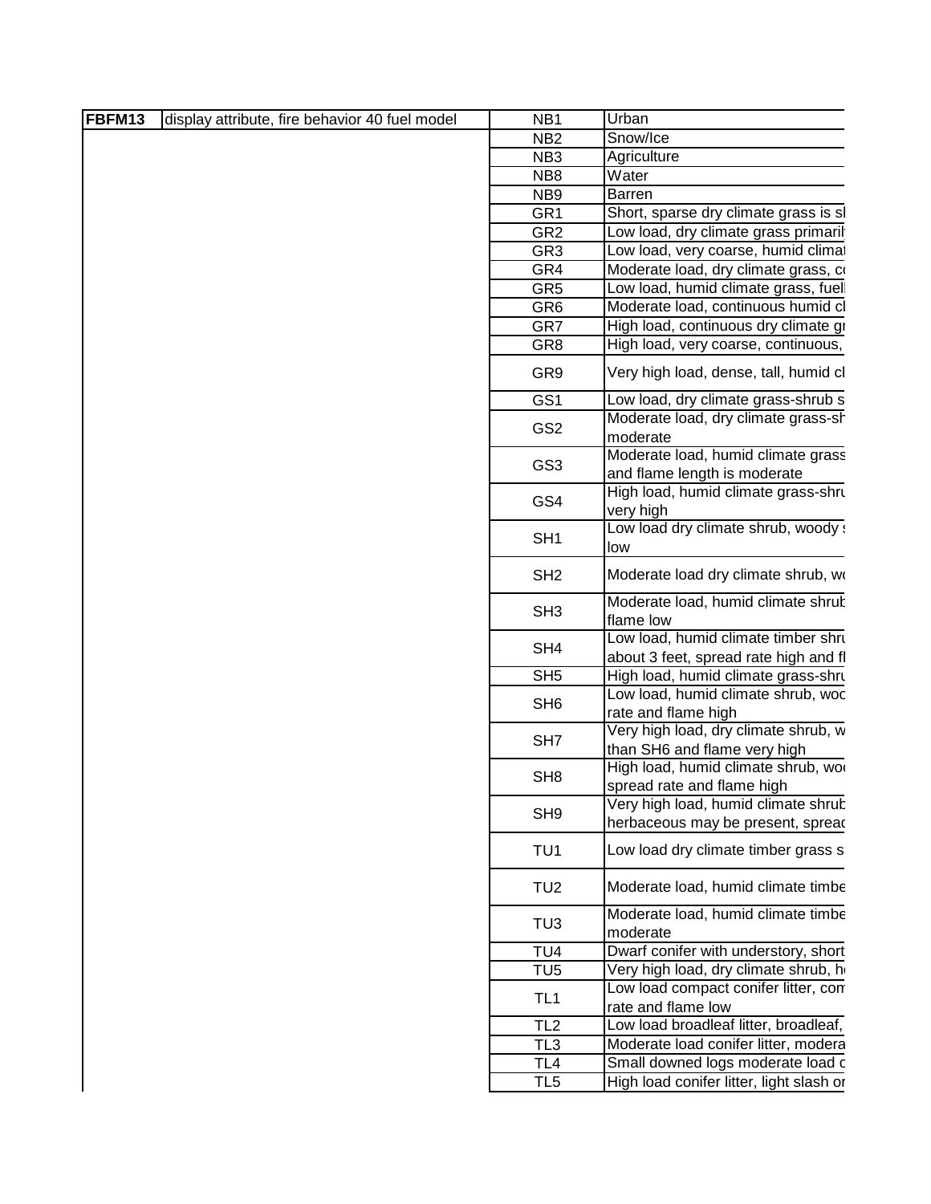| FBFM13 | display attribute, fire behavior 40 fuel model | NB1 | Urban |
|---|---|---|---|
| | | NB2 | Snow/Ice |
| | | NB3 | Agriculture |
| | | NB8 | Water |
| | | NB9 | Barren |
| | | GR1 | Short, sparse dry climate grass is sl |
| | | GR2 | Low load, dry climate grass primaril |
| | | GR3 | Low load, very coarse, humid climat |
| | | GR4 | Moderate load, dry climate grass, co |
| | | GR5 | Low load, humid climate grass, fuel |
| | | GR6 | Moderate load, continuous humid cl |
| | | GR7 | High load, continuous dry climate gr |
| | | GR8 | High load, very coarse, continuous, |
| | | GR9 | Very high load, dense, tall, humid cl |
| | | GS1 | Low load, dry climate grass-shrub s |
| | | GS2 | Moderate load, dry climate grass-sh moderate |
| | | GS3 | Moderate load, humid climate grass and flame length is moderate |
| | | GS4 | High load, humid climate grass-shru very high |
| | | SH1 | Low load dry climate shrub, woody s low |
| | | SH2 | Moderate load dry climate shrub, wo |
| | | SH3 | Moderate load, humid climate shrub flame low |
| | | SH4 | Low load, humid climate timber shru about 3 feet, spread rate high and fl |
| | | SH5 | High load, humid climate grass-shru |
| | | SH6 | Low load, humid climate shrub, woo rate and flame high |
| | | SH7 | Very high load, dry climate shrub, w than SH6 and flame very high |
| | | SH8 | High load, humid climate shrub, woo spread rate and flame high |
| | | SH9 | Very high load, humid climate shrub herbaceous may be present, spread |
| | | TU1 | Low load dry climate timber grass s |
| | | TU2 | Moderate load, humid climate timbe |
| | | TU3 | Moderate load, humid climate timbe moderate |
| | | TU4 | Dwarf conifer with understory, short |
| | | TU5 | Very high load, dry climate shrub, h |
| | | TL1 | Low load compact conifer litter, com rate and flame low |
| | | TL2 | Low load broadleaf litter, broadleaf, |
| | | TL3 | Moderate load conifer litter, modera |
| | | TL4 | Small downed logs moderate load c |
| | | TL5 | High load conifer litter, light slash or |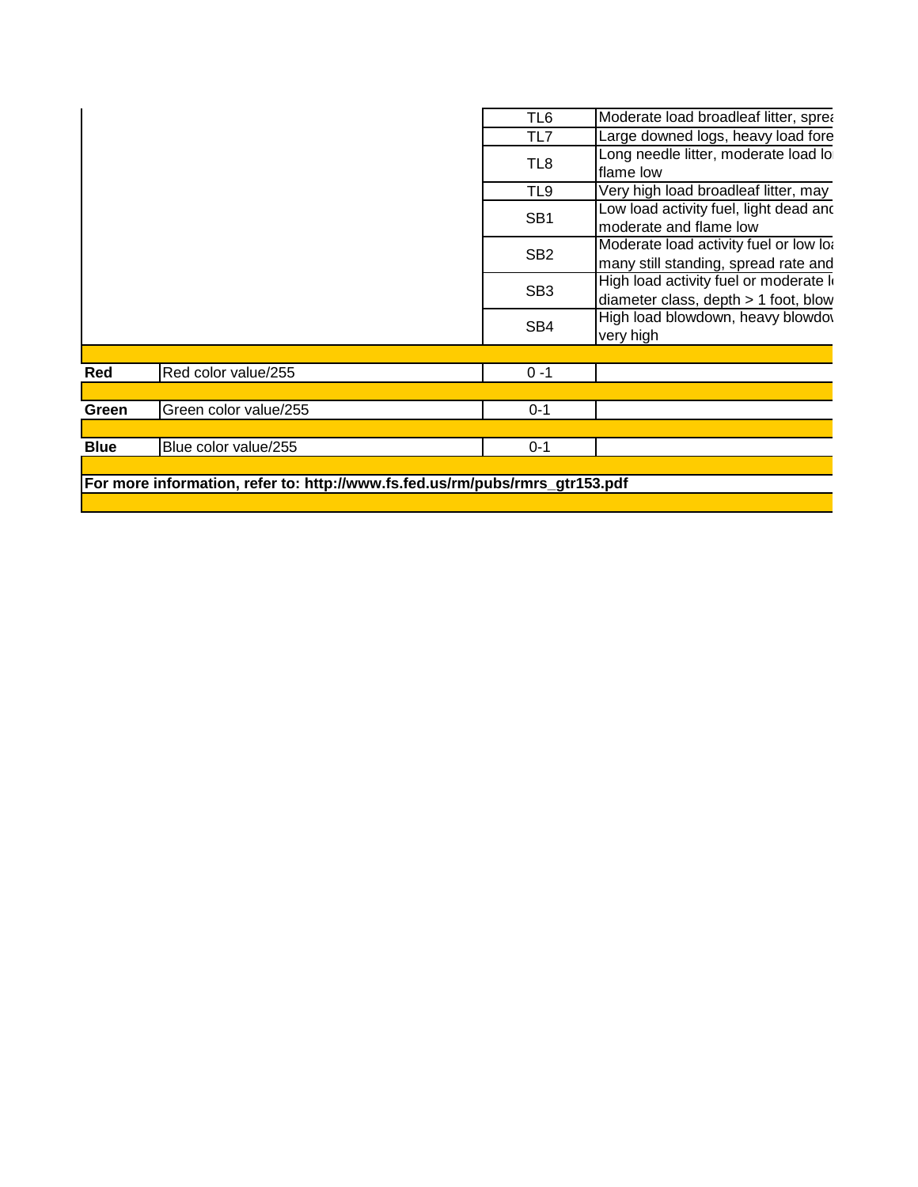| | | | |
|---|---|---|---|
| | | TL6 | Moderate load broadleaf litter, sprea |
| | | TL7 | Large downed logs, heavy load fore |
| | | TL8 | Long needle litter, moderate load lo flame low |
| | | TL9 | Very high load broadleaf litter, may |
| | | SB1 | Low load activity fuel, light dead and moderate and flame low |
| | | SB2 | Moderate load activity fuel or low loa many still standing, spread rate and |
| | | SB3 | High load activity fuel or moderate l diameter class, depth > 1 foot, blow |
| | | SB4 | High load blowdown, heavy blowdo very high |
| | | | |
| **Red** | Red color value/255 | 0 -1 | |
| | | | |
| **Green** | Green color value/255 | 0-1 | |
| | | | |
| **Blue** | Blue color value/255 | 0-1 | |
| | | | |

**For more information, refer to: http://www.fs.fed.us/rm/pubs/rmrs_gtr153.pdf**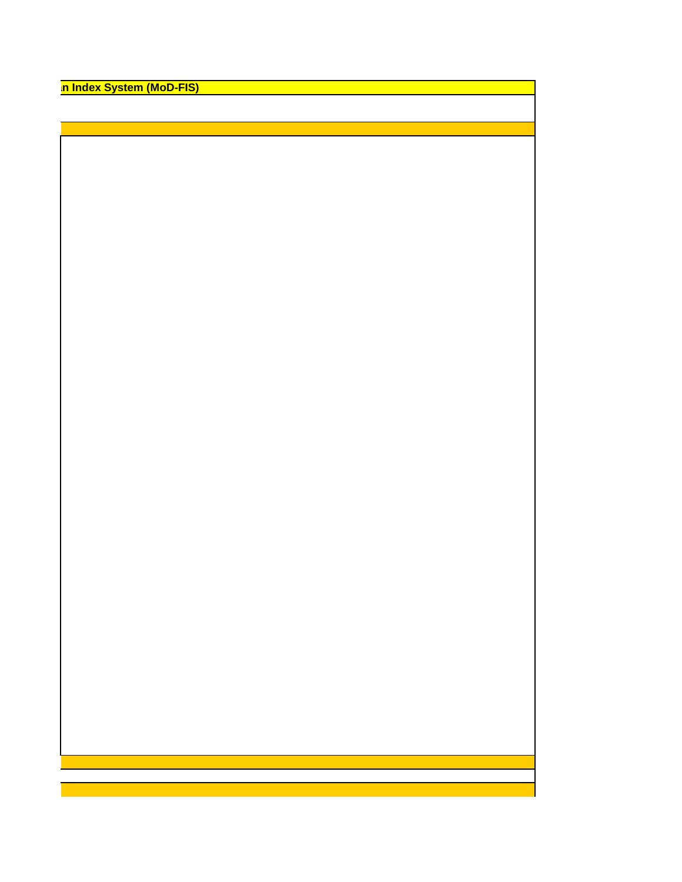# n Index System (MoD-FIS)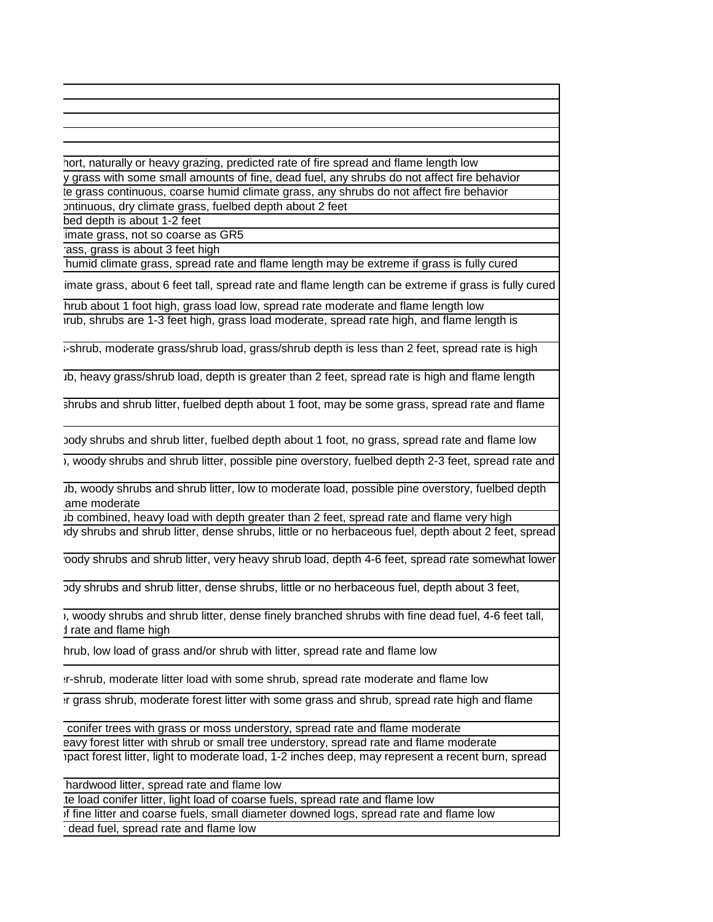| |
|---|
| |
| |
| |
| |
| |
| hort, naturally or heavy grazing, predicted rate of fire spread and flame length low |
| y grass with some small amounts of fine, dead fuel, any shrubs do not affect fire behavior |
| te grass continuous, coarse humid climate grass, any shrubs do not affect fire behavior |
| ontinuous, dry climate grass, fuelbed depth about 2 feet |
| bed depth is about 1-2 feet |
| imate grass, not so coarse as GR5 |
| ass, grass is about 3 feet high |
| humid climate grass, spread rate and flame length may be extreme if grass is fully cured |
| imate grass, about 6 feet tall, spread rate and flame length can be extreme if grass is fully cured |
| hrub about 1 foot high, grass load low, spread rate moderate and flame length low |
| rub, shrubs are 1-3 feet high, grass load moderate, spread rate high, and flame length is |
| -shrub, moderate grass/shrub load, grass/shrub depth is less than 2 feet, spread rate is high |
| ıb, heavy grass/shrub load, depth is greater than 2 feet, spread rate is high and flame length |
| shrubs and shrub litter, fuelbed depth about 1 foot, may be some grass, spread rate and flame |
| oody shrubs and shrub litter, fuelbed depth about 1 foot, no grass, spread rate and flame low |
| , woody shrubs and shrub litter, possible pine overstory, fuelbed depth 2-3 feet, spread rate and |
| ıb, woody shrubs and shrub litter, low to moderate load, possible pine overstory, fuelbed depth lame moderate |
| ıb combined, heavy load with depth greater than 2 feet, spread rate and flame very high |
| dy shrubs and shrub litter, dense shrubs, little or no herbaceous fuel, depth about 2 feet, spread |
| oody shrubs and shrub litter, very heavy shrub load, depth 4-6 feet, spread rate somewhat lower |
| ody shrubs and shrub litter, dense shrubs, little or no herbaceous fuel, depth about 3 feet, |
| , woody shrubs and shrub litter, dense finely branched shrubs with fine dead fuel, 4-6 feet tall, l rate and flame high |
| hrub, low load of grass and/or shrub with litter, spread rate and flame low |
| r-shrub, moderate litter load with some shrub, spread rate moderate and flame low |
| r grass shrub, moderate forest litter with some grass and shrub, spread rate high and flame |
| conifer trees with grass or moss understory, spread rate and flame moderate |
| eavy forest litter with shrub or small tree understory, spread rate and flame moderate |
| ıpact forest litter, light to moderate load, 1-2 inches deep, may represent a recent burn, spread |
| hardwood litter, spread rate and flame low |
| te load conifer litter, light load of coarse fuels, spread rate and flame low |
| f fine litter and coarse fuels, small diameter downed logs, spread rate and flame low |
| dead fuel, spread rate and flame low |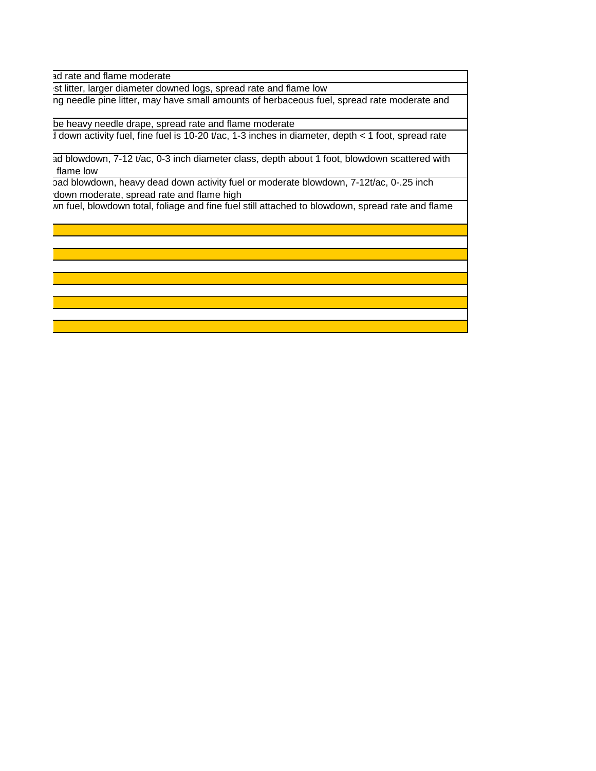| |
|---|
| ad rate and flame moderate |
| st litter, larger diameter downed logs, spread rate and flame low |
| ng needle pine litter, may have small amounts of herbaceous fuel, spread rate moderate and |
| be heavy needle drape, spread rate and flame moderate |
| d down activity fuel, fine fuel is 10-20 t/ac, 1-3 inches in diameter, depth < 1 foot, spread rate |
| ad blowdown, 7-12 t/ac, 0-3 inch diameter class, depth about 1 foot, blowdown scattered with flame low |
| oad blowdown, heavy dead down activity fuel or moderate blowdown, 7-12t/ac, 0-.25 inch down moderate, spread rate and flame high |
| wn fuel, blowdown total, foliage and fine fuel still attached to blowdown, spread rate and flame |
| |
| |
| |
| |
| |
| |
| |
| |
| |